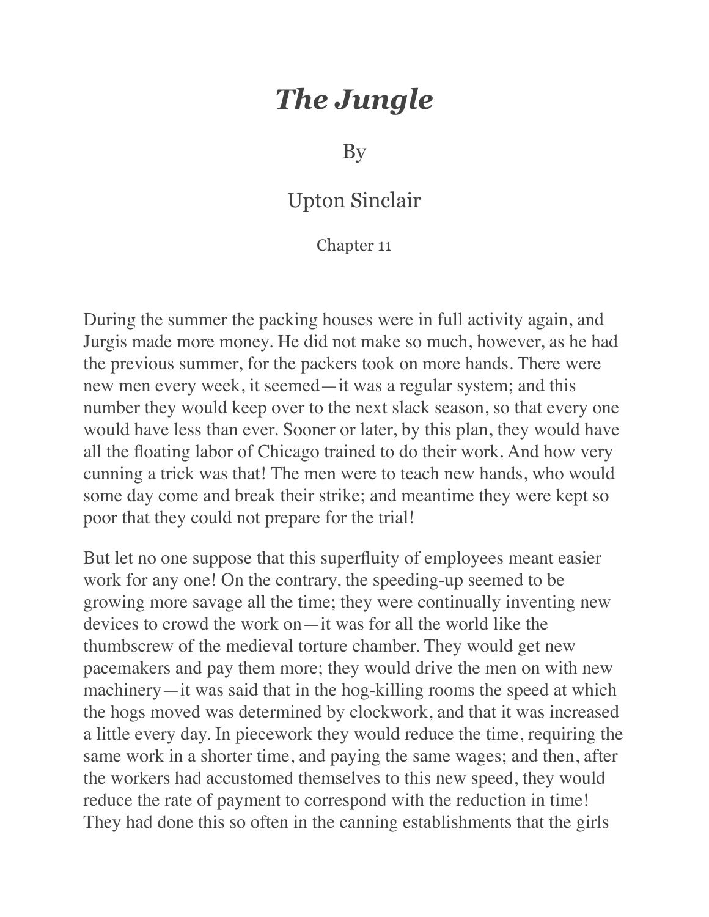# *The Jungle*

By

Upton Sinclair

Chapter 11

During the summer the packing houses were in full activity again, and Jurgis made more money. He did not make so much, however, as he had the previous summer, for the packers took on more hands. There were new men every week, it seemed—it was a regular system; and this number they would keep over to the next slack season, so that every one would have less than ever. Sooner or later, by this plan, they would have all the floating labor of Chicago trained to do their work. And how very cunning a trick was that! The men were to teach new hands, who would some day come and break their strike; and meantime they were kept so poor that they could not prepare for the trial!

But let no one suppose that this superfluity of employees meant easier work for any one! On the contrary, the speeding-up seemed to be growing more savage all the time; they were continually inventing new devices to crowd the work on—it was for all the world like the thumbscrew of the medieval torture chamber. They would get new pacemakers and pay them more; they would drive the men on with new machinery—it was said that in the hog-killing rooms the speed at which the hogs moved was determined by clockwork, and that it was increased a little every day. In piecework they would reduce the time, requiring the same work in a shorter time, and paying the same wages; and then, after the workers had accustomed themselves to this new speed, they would reduce the rate of payment to correspond with the reduction in time! They had done this so often in the canning establishments that the girls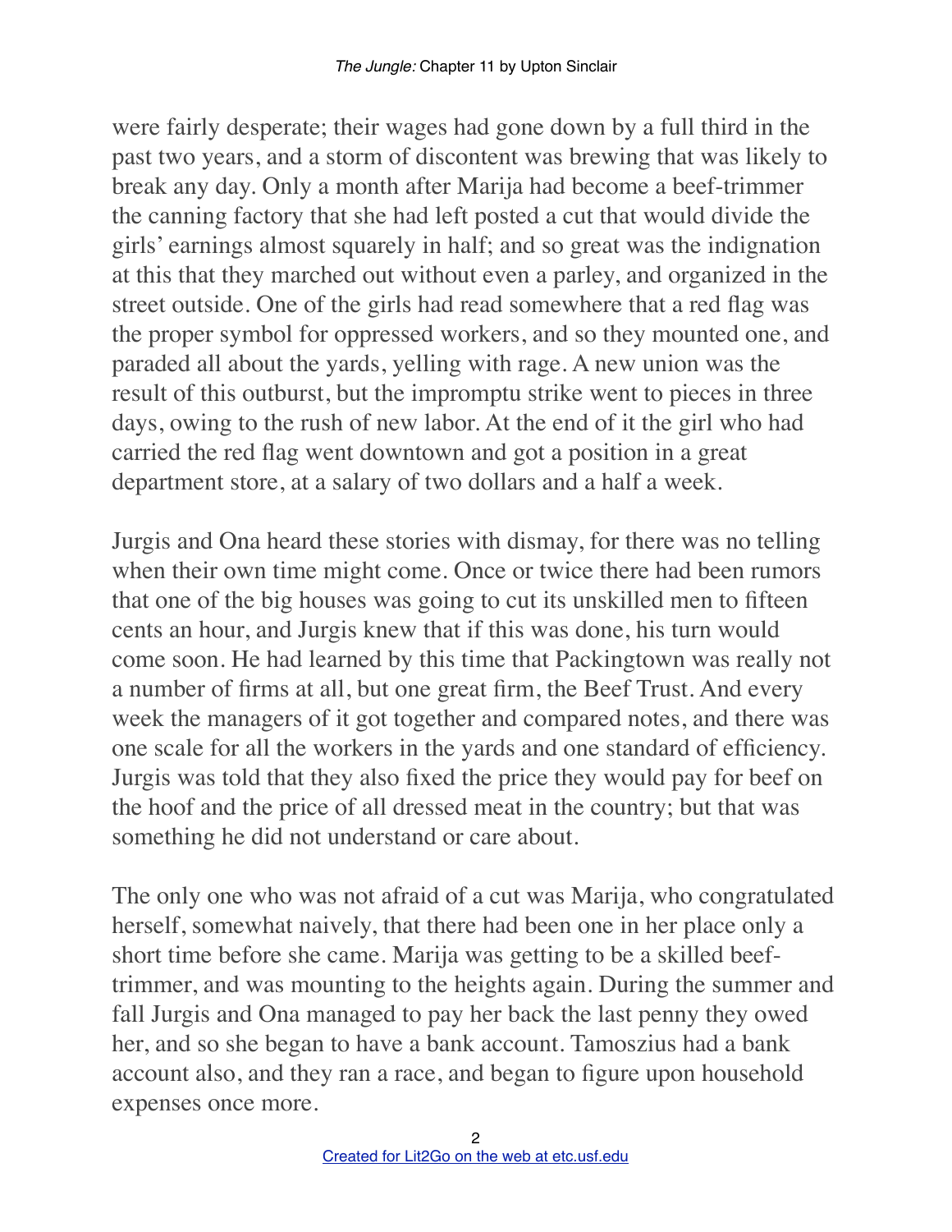were fairly desperate; their wages had gone down by a full third in the past two years, and a storm of discontent was brewing that was likely to break any day. Only a month after Marija had become a beef-trimmer the canning factory that she had left posted a cut that would divide the girls' earnings almost squarely in half; and so great was the indignation at this that they marched out without even a parley, and organized in the street outside. One of the girls had read somewhere that a red flag was the proper symbol for oppressed workers, and so they mounted one, and paraded all about the yards, yelling with rage. A new union was the result of this outburst, but the impromptu strike went to pieces in three days, owing to the rush of new labor. At the end of it the girl who had carried the red flag went downtown and got a position in a great department store, at a salary of two dollars and a half a week.

Jurgis and Ona heard these stories with dismay, for there was no telling when their own time might come. Once or twice there had been rumors that one of the big houses was going to cut its unskilled men to fifteen cents an hour, and Jurgis knew that if this was done, his turn would come soon. He had learned by this time that Packingtown was really not a number of firms at all, but one great firm, the Beef Trust. And every week the managers of it got together and compared notes, and there was one scale for all the workers in the yards and one standard of efficiency. Jurgis was told that they also fixed the price they would pay for beef on the hoof and the price of all dressed meat in the country; but that was something he did not understand or care about.

The only one who was not afraid of a cut was Marija, who congratulated herself, somewhat naively, that there had been one in her place only a short time before she came. Marija was getting to be a skilled beef-trimmer, and was mounting to the heights again. During the summer and fall Jurgis and Ona managed to pay her back the last penny they owed her, and so she began to have a bank account. Tamoszius had a bank account also, and they ran a race, and began to figure upon household expenses once more.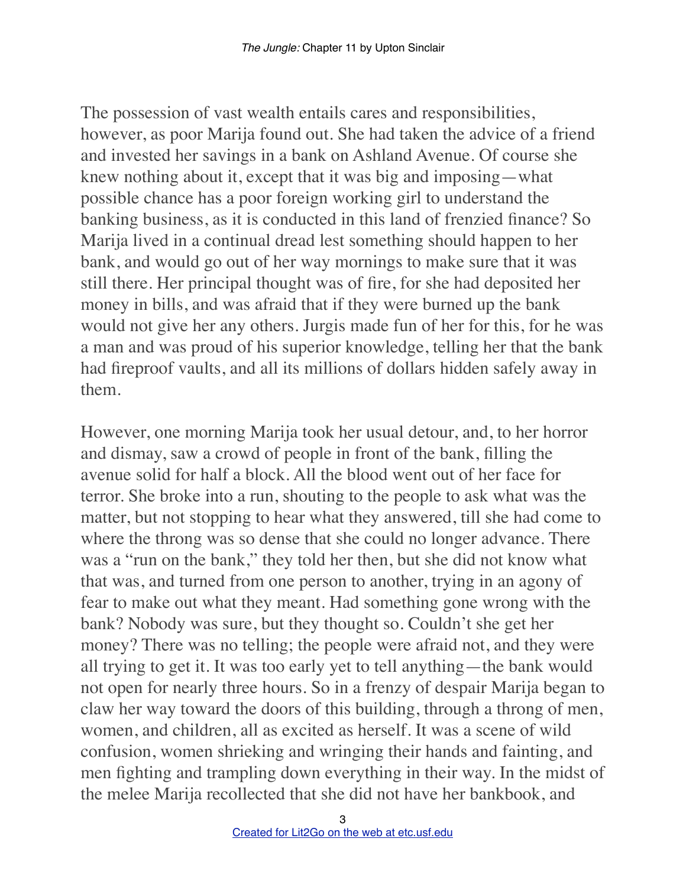The possession of vast wealth entails cares and responsibilities, however, as poor Marija found out. She had taken the advice of a friend and invested her savings in a bank on Ashland Avenue. Of course she knew nothing about it, except that it was big and imposing—what possible chance has a poor foreign working girl to understand the banking business, as it is conducted in this land of frenzied finance? So Marija lived in a continual dread lest something should happen to her bank, and would go out of her way mornings to make sure that it was still there. Her principal thought was of fire, for she had deposited her money in bills, and was afraid that if they were burned up the bank would not give her any others. Jurgis made fun of her for this, for he was a man and was proud of his superior knowledge, telling her that the bank had fireproof vaults, and all its millions of dollars hidden safely away in them.

However, one morning Marija took her usual detour, and, to her horror and dismay, saw a crowd of people in front of the bank, filling the avenue solid for half a block. All the blood went out of her face for terror. She broke into a run, shouting to the people to ask what was the matter, but not stopping to hear what they answered, till she had come to where the throng was so dense that she could no longer advance. There was a "run on the bank," they told her then, but she did not know what that was, and turned from one person to another, trying in an agony of fear to make out what they meant. Had something gone wrong with the bank? Nobody was sure, but they thought so. Couldn't she get her money? There was no telling; the people were afraid not, and they were all trying to get it. It was too early yet to tell anything—the bank would not open for nearly three hours. So in a frenzy of despair Marija began to claw her way toward the doors of this building, through a throng of men, women, and children, all as excited as herself. It was a scene of wild confusion, women shrieking and wringing their hands and fainting, and men fighting and trampling down everything in their way. In the midst of the melee Marija recollected that she did not have her bankbook, and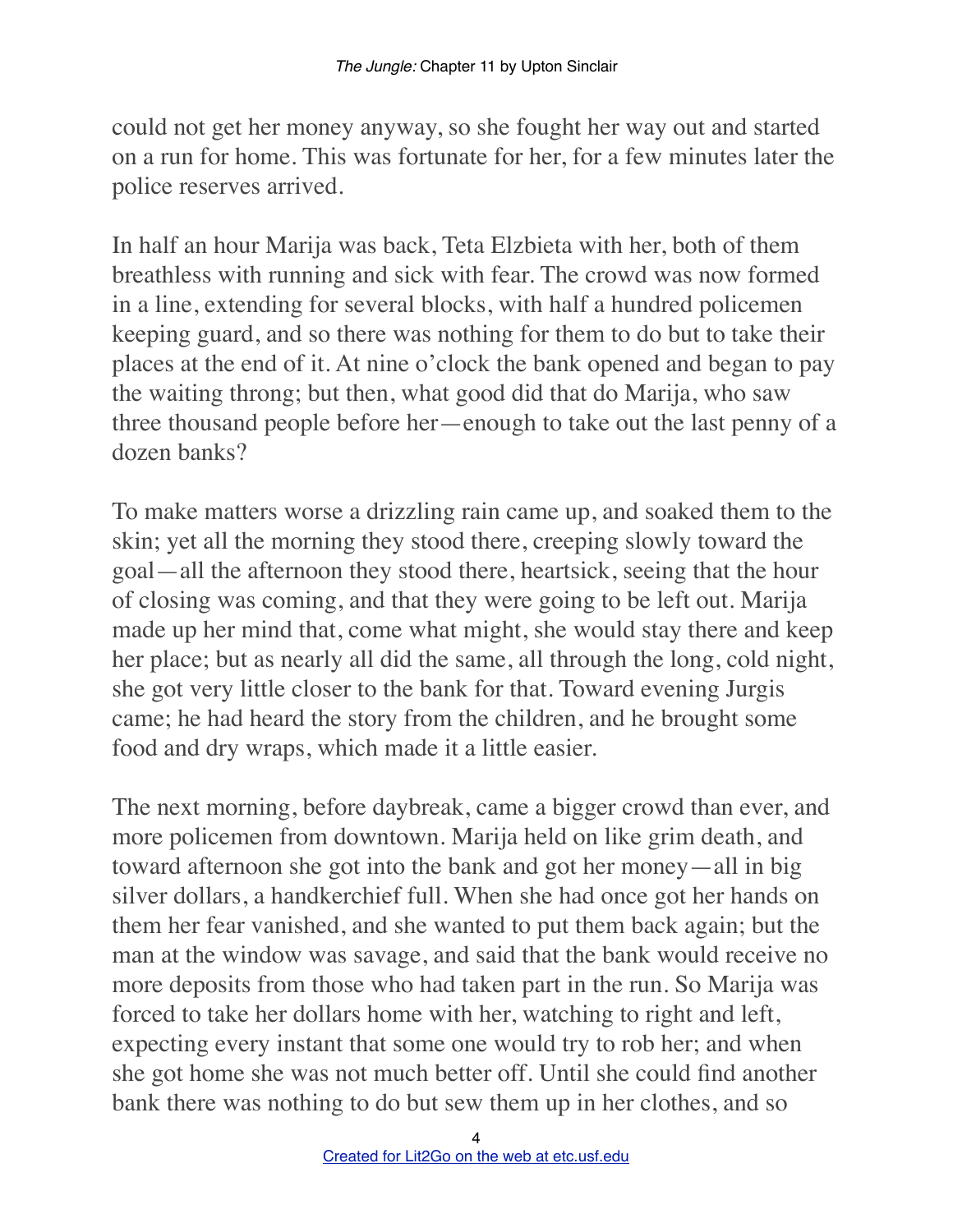could not get her money anyway, so she fought her way out and started on a run for home. This was fortunate for her, for a few minutes later the police reserves arrived.

In half an hour Marija was back, Teta Elzbieta with her, both of them breathless with running and sick with fear. The crowd was now formed in a line, extending for several blocks, with half a hundred policemen keeping guard, and so there was nothing for them to do but to take their places at the end of it. At nine o'clock the bank opened and began to pay the waiting throng; but then, what good did that do Marija, who saw three thousand people before her—enough to take out the last penny of a dozen banks?

To make matters worse a drizzling rain came up, and soaked them to the skin; yet all the morning they stood there, creeping slowly toward the goal—all the afternoon they stood there, heartsick, seeing that the hour of closing was coming, and that they were going to be left out. Marija made up her mind that, come what might, she would stay there and keep her place; but as nearly all did the same, all through the long, cold night, she got very little closer to the bank for that. Toward evening Jurgis came; he had heard the story from the children, and he brought some food and dry wraps, which made it a little easier.

The next morning, before daybreak, came a bigger crowd than ever, and more policemen from downtown. Marija held on like grim death, and toward afternoon she got into the bank and got her money—all in big silver dollars, a handkerchief full. When she had once got her hands on them her fear vanished, and she wanted to put them back again; but the man at the window was savage, and said that the bank would receive no more deposits from those who had taken part in the run. So Marija was forced to take her dollars home with her, watching to right and left, expecting every instant that some one would try to rob her; and when she got home she was not much better off. Until she could find another bank there was nothing to do but sew them up in her clothes, and so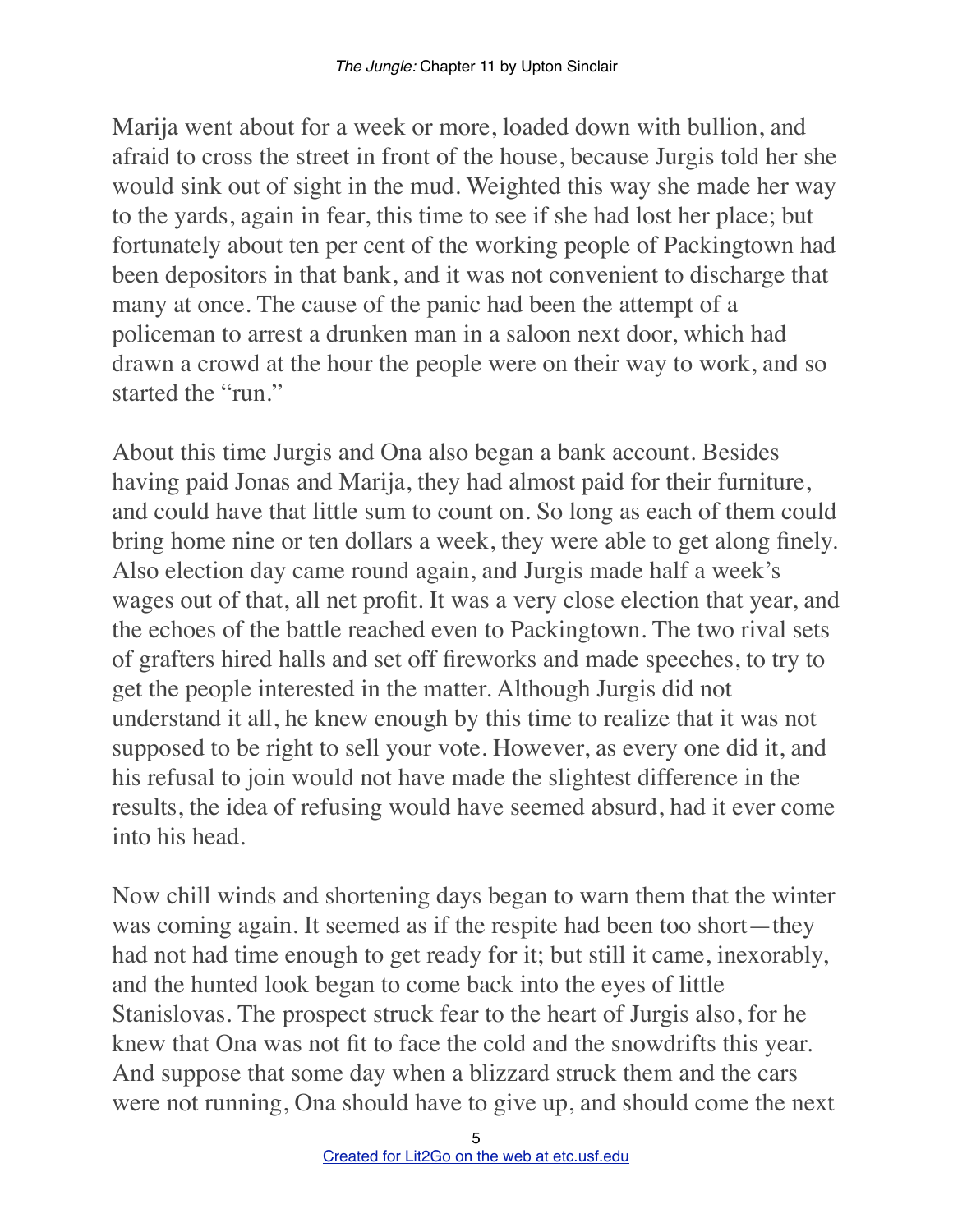Marija went about for a week or more, loaded down with bullion, and afraid to cross the street in front of the house, because Jurgis told her she would sink out of sight in the mud. Weighted this way she made her way to the yards, again in fear, this time to see if she had lost her place; but fortunately about ten per cent of the working people of Packingtown had been depositors in that bank, and it was not convenient to discharge that many at once. The cause of the panic had been the attempt of a policeman to arrest a drunken man in a saloon next door, which had drawn a crowd at the hour the people were on their way to work, and so started the "run."

About this time Jurgis and Ona also began a bank account. Besides having paid Jonas and Marija, they had almost paid for their furniture, and could have that little sum to count on. So long as each of them could bring home nine or ten dollars a week, they were able to get along finely. Also election day came round again, and Jurgis made half a week's wages out of that, all net profit. It was a very close election that year, and the echoes of the battle reached even to Packingtown. The two rival sets of grafters hired halls and set off fireworks and made speeches, to try to get the people interested in the matter. Although Jurgis did not understand it all, he knew enough by this time to realize that it was not supposed to be right to sell your vote. However, as every one did it, and his refusal to join would not have made the slightest difference in the results, the idea of refusing would have seemed absurd, had it ever come into his head.

Now chill winds and shortening days began to warn them that the winter was coming again. It seemed as if the respite had been too short—they had not had time enough to get ready for it; but still it came, inexorably, and the hunted look began to come back into the eyes of little Stanislovas. The prospect struck fear to the heart of Jurgis also, for he knew that Ona was not fit to face the cold and the snowdrifts this year. And suppose that some day when a blizzard struck them and the cars were not running, Ona should have to give up, and should come the next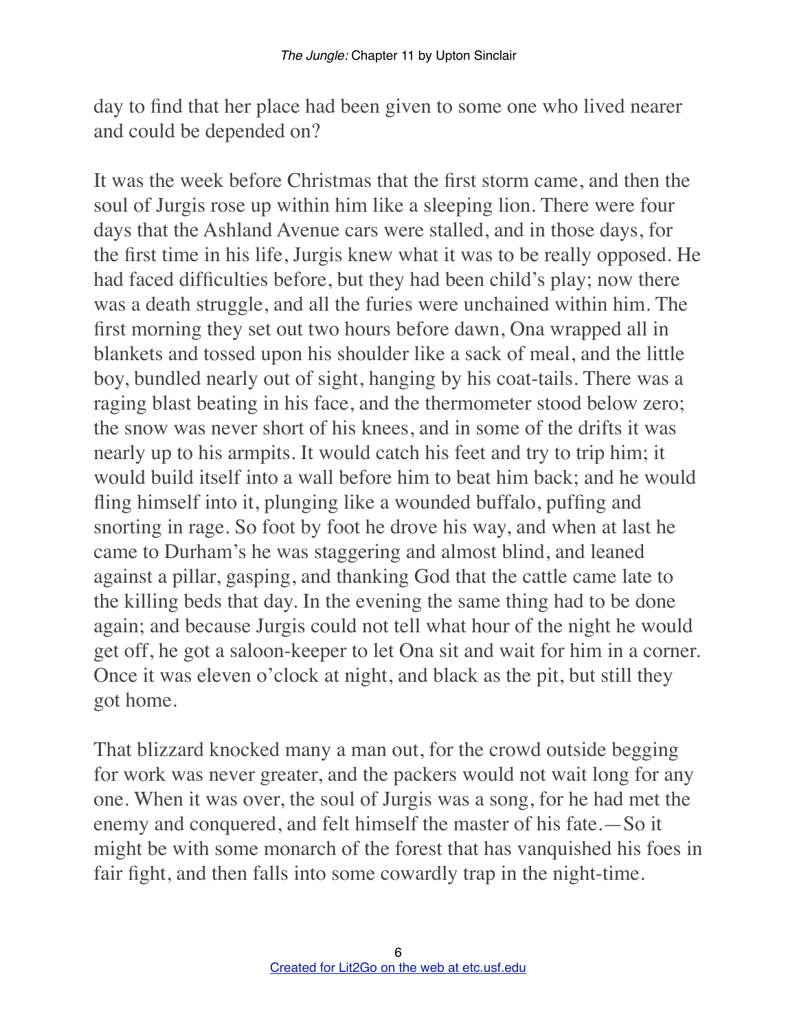day to find that her place had been given to some one who lived nearer and could be depended on?

It was the week before Christmas that the first storm came, and then the soul of Jurgis rose up within him like a sleeping lion. There were four days that the Ashland Avenue cars were stalled, and in those days, for the first time in his life, Jurgis knew what it was to be really opposed. He had faced difficulties before, but they had been child's play; now there was a death struggle, and all the furies were unchained within him. The first morning they set out two hours before dawn, Ona wrapped all in blankets and tossed upon his shoulder like a sack of meal, and the little boy, bundled nearly out of sight, hanging by his coat-tails. There was a raging blast beating in his face, and the thermometer stood below zero; the snow was never short of his knees, and in some of the drifts it was nearly up to his armpits. It would catch his feet and try to trip him; it would build itself into a wall before him to beat him back; and he would fling himself into it, plunging like a wounded buffalo, puffing and snorting in rage. So foot by foot he drove his way, and when at last he came to Durham's he was staggering and almost blind, and leaned against a pillar, gasping, and thanking God that the cattle came late to the killing beds that day. In the evening the same thing had to be done again; and because Jurgis could not tell what hour of the night he would get off, he got a saloon-keeper to let Ona sit and wait for him in a corner. Once it was eleven o'clock at night, and black as the pit, but still they got home.

That blizzard knocked many a man out, for the crowd outside begging for work was never greater, and the packers would not wait long for any one. When it was over, the soul of Jurgis was a song, for he had met the enemy and conquered, and felt himself the master of his fate.—So it might be with some monarch of the forest that has vanquished his foes in fair fight, and then falls into some cowardly trap in the night-time.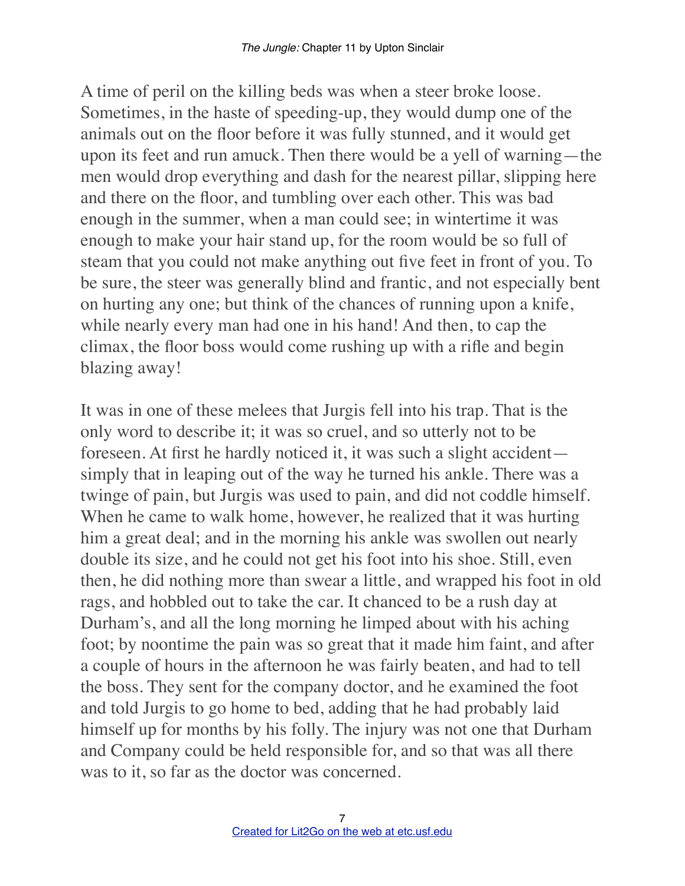A time of peril on the killing beds was when a steer broke loose. Sometimes, in the haste of speeding-up, they would dump one of the animals out on the floor before it was fully stunned, and it would get upon its feet and run amuck. Then there would be a yell of warning—the men would drop everything and dash for the nearest pillar, slipping here and there on the floor, and tumbling over each other. This was bad enough in the summer, when a man could see; in wintertime it was enough to make your hair stand up, for the room would be so full of steam that you could not make anything out five feet in front of you. To be sure, the steer was generally blind and frantic, and not especially bent on hurting any one; but think of the chances of running upon a knife, while nearly every man had one in his hand! And then, to cap the climax, the floor boss would come rushing up with a rifle and begin blazing away!

It was in one of these melees that Jurgis fell into his trap. That is the only word to describe it; it was so cruel, and so utterly not to be foreseen. At first he hardly noticed it, it was such a slight accident—simply that in leaping out of the way he turned his ankle. There was a twinge of pain, but Jurgis was used to pain, and did not coddle himself. When he came to walk home, however, he realized that it was hurting him a great deal; and in the morning his ankle was swollen out nearly double its size, and he could not get his foot into his shoe. Still, even then, he did nothing more than swear a little, and wrapped his foot in old rags, and hobbled out to take the car. It chanced to be a rush day at Durham's, and all the long morning he limped about with his aching foot; by noontime the pain was so great that it made him faint, and after a couple of hours in the afternoon he was fairly beaten, and had to tell the boss. They sent for the company doctor, and he examined the foot and told Jurgis to go home to bed, adding that he had probably laid himself up for months by his folly. The injury was not one that Durham and Company could be held responsible for, and so that was all there was to it, so far as the doctor was concerned.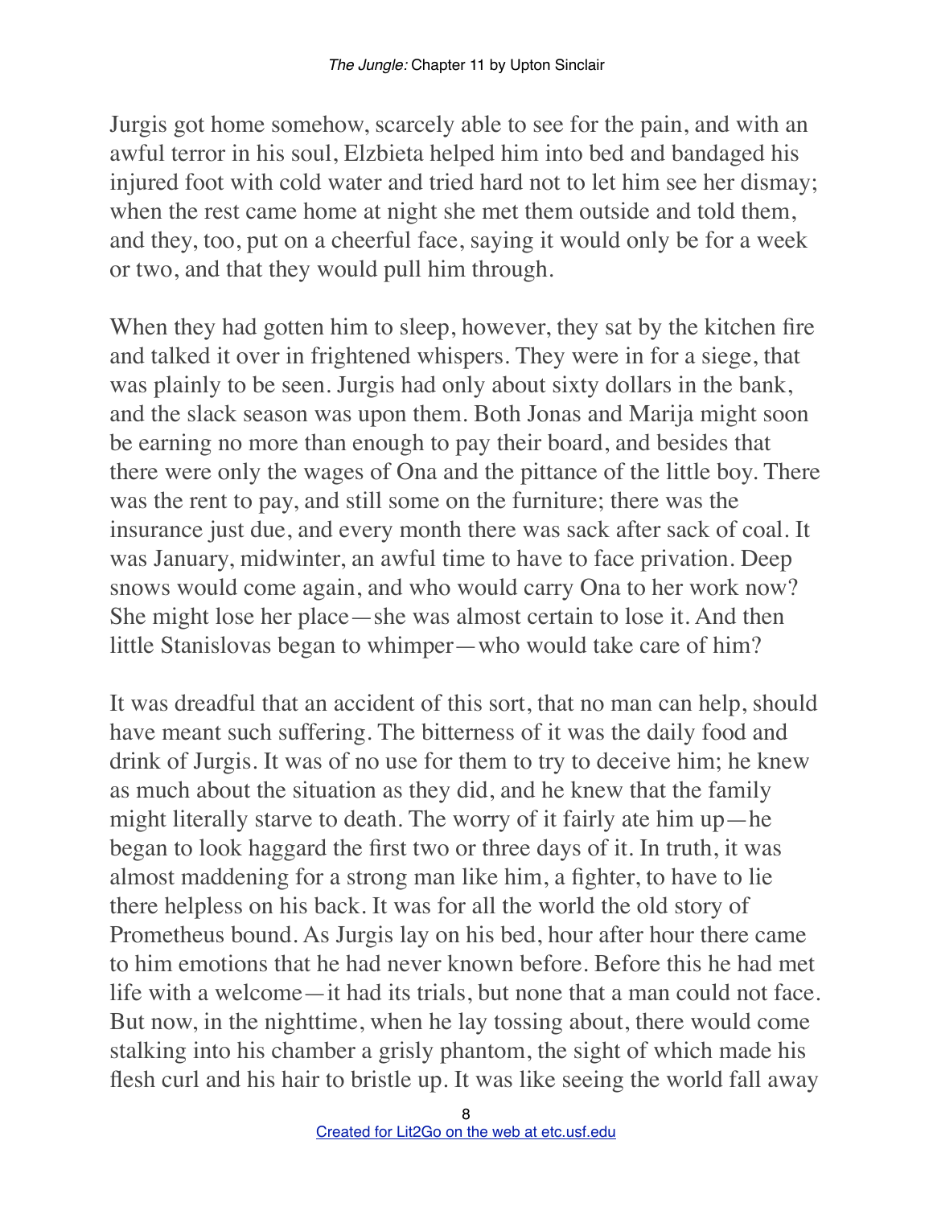Jurgis got home somehow, scarcely able to see for the pain, and with an awful terror in his soul, Elzbieta helped him into bed and bandaged his injured foot with cold water and tried hard not to let him see her dismay; when the rest came home at night she met them outside and told them, and they, too, put on a cheerful face, saying it would only be for a week or two, and that they would pull him through.

When they had gotten him to sleep, however, they sat by the kitchen fire and talked it over in frightened whispers. They were in for a siege, that was plainly to be seen. Jurgis had only about sixty dollars in the bank, and the slack season was upon them. Both Jonas and Marija might soon be earning no more than enough to pay their board, and besides that there were only the wages of Ona and the pittance of the little boy. There was the rent to pay, and still some on the furniture; there was the insurance just due, and every month there was sack after sack of coal. It was January, midwinter, an awful time to have to face privation. Deep snows would come again, and who would carry Ona to her work now? She might lose her place—she was almost certain to lose it. And then little Stanislovas began to whimper—who would take care of him?

It was dreadful that an accident of this sort, that no man can help, should have meant such suffering. The bitterness of it was the daily food and drink of Jurgis. It was of no use for them to try to deceive him; he knew as much about the situation as they did, and he knew that the family might literally starve to death. The worry of it fairly ate him up—he began to look haggard the first two or three days of it. In truth, it was almost maddening for a strong man like him, a fighter, to have to lie there helpless on his back. It was for all the world the old story of Prometheus bound. As Jurgis lay on his bed, hour after hour there came to him emotions that he had never known before. Before this he had met life with a welcome—it had its trials, but none that a man could not face. But now, in the nighttime, when he lay tossing about, there would come stalking into his chamber a grisly phantom, the sight of which made his flesh curl and his hair to bristle up. It was like seeing the world fall away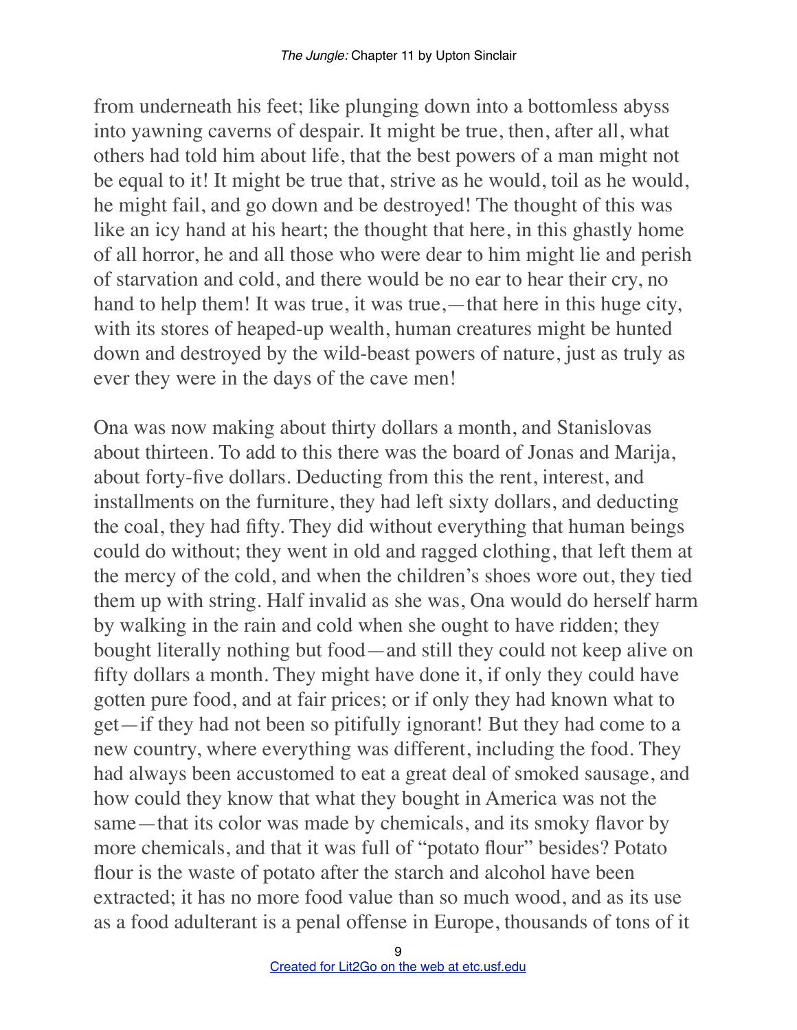from underneath his feet; like plunging down into a bottomless abyss into yawning caverns of despair. It might be true, then, after all, what others had told him about life, that the best powers of a man might not be equal to it! It might be true that, strive as he would, toil as he would, he might fail, and go down and be destroyed! The thought of this was like an icy hand at his heart; the thought that here, in this ghastly home of all horror, he and all those who were dear to him might lie and perish of starvation and cold, and there would be no ear to hear their cry, no hand to help them! It was true, it was true,—that here in this huge city, with its stores of heaped-up wealth, human creatures might be hunted down and destroyed by the wild-beast powers of nature, just as truly as ever they were in the days of the cave men!

Ona was now making about thirty dollars a month, and Stanislovas about thirteen. To add to this there was the board of Jonas and Marija, about forty-five dollars. Deducting from this the rent, interest, and installments on the furniture, they had left sixty dollars, and deducting the coal, they had fifty. They did without everything that human beings could do without; they went in old and ragged clothing, that left them at the mercy of the cold, and when the children's shoes wore out, they tied them up with string. Half invalid as she was, Ona would do herself harm by walking in the rain and cold when she ought to have ridden; they bought literally nothing but food—and still they could not keep alive on fifty dollars a month. They might have done it, if only they could have gotten pure food, and at fair prices; or if only they had known what to get—if they had not been so pitifully ignorant! But they had come to a new country, where everything was different, including the food. They had always been accustomed to eat a great deal of smoked sausage, and how could they know that what they bought in America was not the same—that its color was made by chemicals, and its smoky flavor by more chemicals, and that it was full of "potato flour" besides? Potato flour is the waste of potato after the starch and alcohol have been extracted; it has no more food value than so much wood, and as its use as a food adulterant is a penal offense in Europe, thousands of tons of it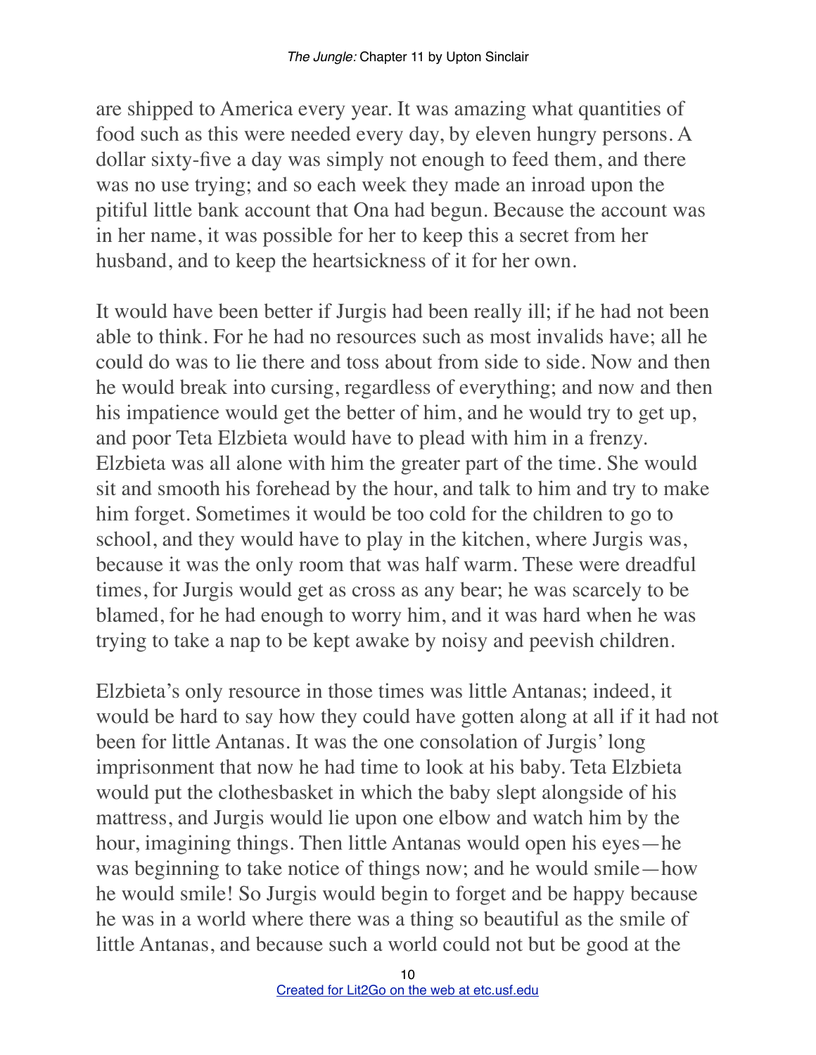are shipped to America every year. It was amazing what quantities of food such as this were needed every day, by eleven hungry persons. A dollar sixty-five a day was simply not enough to feed them, and there was no use trying; and so each week they made an inroad upon the pitiful little bank account that Ona had begun. Because the account was in her name, it was possible for her to keep this a secret from her husband, and to keep the heartsickness of it for her own.

It would have been better if Jurgis had been really ill; if he had not been able to think. For he had no resources such as most invalids have; all he could do was to lie there and toss about from side to side. Now and then he would break into cursing, regardless of everything; and now and then his impatience would get the better of him, and he would try to get up, and poor Teta Elzbieta would have to plead with him in a frenzy. Elzbieta was all alone with him the greater part of the time. She would sit and smooth his forehead by the hour, and talk to him and try to make him forget. Sometimes it would be too cold for the children to go to school, and they would have to play in the kitchen, where Jurgis was, because it was the only room that was half warm. These were dreadful times, for Jurgis would get as cross as any bear; he was scarcely to be blamed, for he had enough to worry him, and it was hard when he was trying to take a nap to be kept awake by noisy and peevish children.

Elzbieta's only resource in those times was little Antanas; indeed, it would be hard to say how they could have gotten along at all if it had not been for little Antanas. It was the one consolation of Jurgis' long imprisonment that now he had time to look at his baby. Teta Elzbieta would put the clothesbasket in which the baby slept alongside of his mattress, and Jurgis would lie upon one elbow and watch him by the hour, imagining things. Then little Antanas would open his eyes—he was beginning to take notice of things now; and he would smile—how he would smile! So Jurgis would begin to forget and be happy because he was in a world where there was a thing so beautiful as the smile of little Antanas, and because such a world could not but be good at the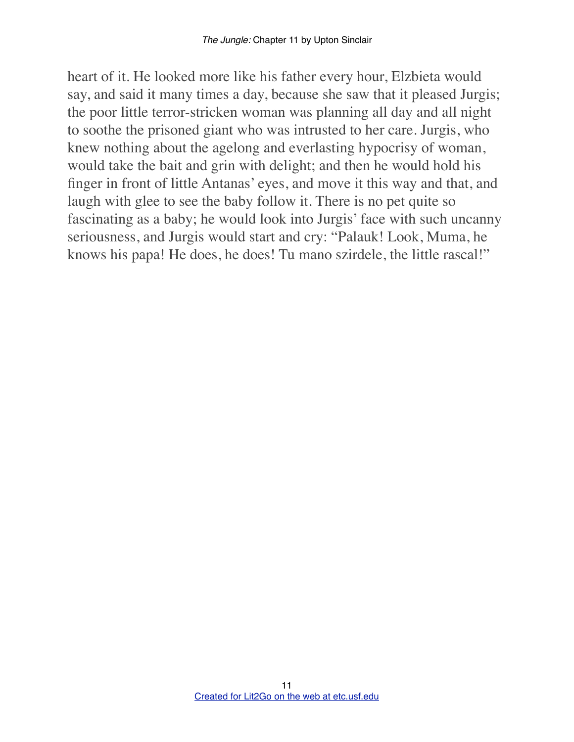heart of it. He looked more like his father every hour, Elzbieta would say, and said it many times a day, because she saw that it pleased Jurgis; the poor little terror-stricken woman was planning all day and all night to soothe the prisoned giant who was intrusted to her care. Jurgis, who knew nothing about the agelong and everlasting hypocrisy of woman, would take the bait and grin with delight; and then he would hold his finger in front of little Antanas' eyes, and move it this way and that, and laugh with glee to see the baby follow it. There is no pet quite so fascinating as a baby; he would look into Jurgis' face with such uncanny seriousness, and Jurgis would start and cry: "Palauk! Look, Muma, he knows his papa! He does, he does! Tu mano szirdele, the little rascal!"